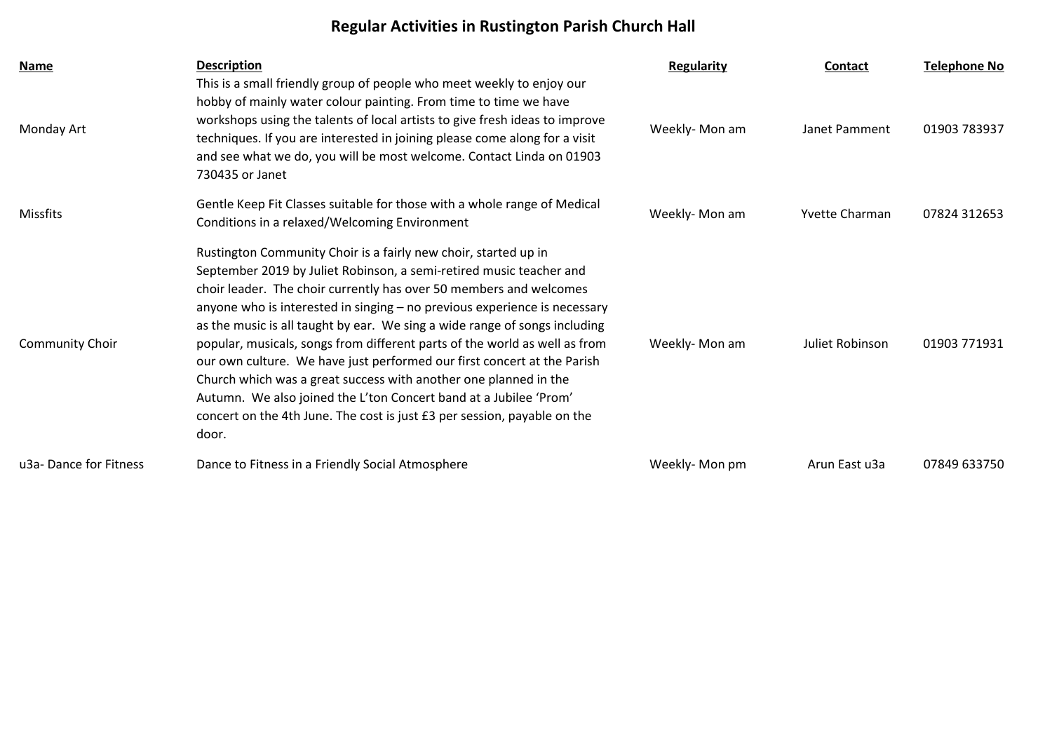# Regular Activities in Rustington Parish Church Hall

| Name | Description | Regularity | Contact | Telephone No |
|---|---|---|---|---|
| Monday Art | This is a small friendly group of people who meet weekly to enjoy our hobby of mainly water colour painting. From time to time we have workshops using the talents of local artists to give fresh ideas to improve techniques. If you are interested in joining please come along for a visit and see what we do, you will be most welcome. Contact Linda on 01903 730435 or Janet | Weekly- Mon am | Janet Pamment | 01903 783937 |
| Missfits | Gentle Keep Fit Classes suitable for those with a whole range of Medical Conditions in a relaxed/Welcoming Environment | Weekly- Mon am | Yvette Charman | 07824 312653 |
| Community Choir | Rustington Community Choir is a fairly new choir, started up in September 2019 by Juliet Robinson, a semi-retired music teacher and choir leader. The choir currently has over 50 members and welcomes anyone who is interested in singing – no previous experience is necessary as the music is all taught by ear. We sing a wide range of songs including popular, musicals, songs from different parts of the world as well as from our own culture. We have just performed our first concert at the Parish Church which was a great success with another one planned in the Autumn. We also joined the L'ton Concert band at a Jubilee 'Prom' concert on the 4th June. The cost is just £3 per session, payable on the door. | Weekly- Mon am | Juliet Robinson | 01903 771931 |
| u3a- Dance for Fitness | Dance to Fitness in a Friendly Social Atmosphere | Weekly- Mon pm | Arun East u3a | 07849 633750 |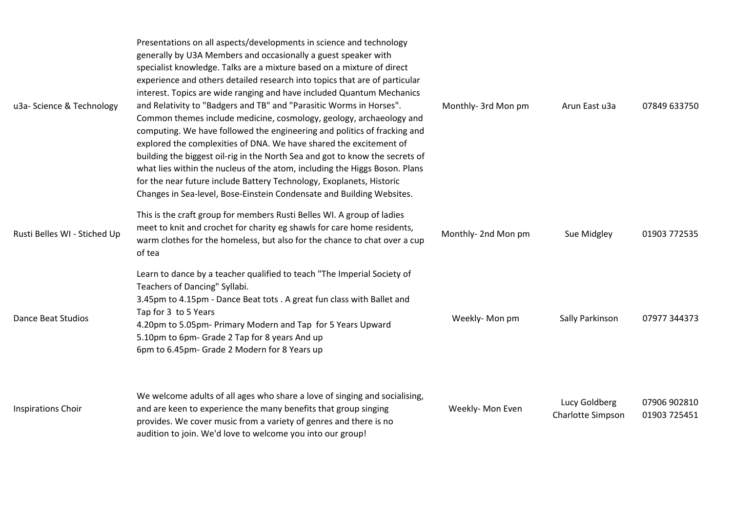| | | | | |
|---|---|---|---|---|
| u3a- Science & Technology | Presentations on all aspects/developments in science and technology generally by U3A Members and occasionally a guest speaker with specialist knowledge. Talks are a mixture based on a mixture of direct experience and others detailed research into topics that are of particular interest. Topics are wide ranging and have included Quantum Mechanics and Relativity to "Badgers and TB" and "Parasitic Worms in Horses". Common themes include medicine, cosmology, geology, archaeology and computing. We have followed the engineering and politics of fracking and explored the complexities of DNA. We have shared the excitement of building the biggest oil-rig in the North Sea and got to know the secrets of what lies within the nucleus of the atom, including the Higgs Boson. Plans for the near future include Battery Technology, Exoplanets, Historic Changes in Sea-level, Bose-Einstein Condensate and Building Websites. | Monthly- 3rd Mon pm | Arun East u3a | 07849 633750 |
| Rusti Belles WI - Stiched Up | This is the craft group for members Rusti Belles WI. A group of ladies meet to knit and crochet for charity eg shawls for care home residents, warm clothes for the homeless, but also for the chance to chat over a cup of tea | Monthly- 2nd Mon pm | Sue Midgley | 01903 772535 |
| Dance Beat Studios | Learn to dance by a teacher qualified to teach "The Imperial Society of Teachers of Dancing" Syllabi.<br>3.45pm to 4.15pm - Dance Beat tots . A great fun class with Ballet and Tap for 3 to 5 Years<br>4.20pm to 5.05pm- Primary Modern and Tap for 5 Years Upward<br>5.10pm to 6pm- Grade 2 Tap for 8 years And up<br>6pm to 6.45pm- Grade 2 Modern for 8 Years up | Weekly- Mon pm | Sally Parkinson | 07977 344373 |
| Inspirations Choir | We welcome adults of all ages who share a love of singing and socialising, and are keen to experience the many benefits that group singing provides. We cover music from a variety of genres and there is no audition to join. We'd love to welcome you into our group! | Weekly- Mon Even | Lucy Goldberg<br>Charlotte Simpson | 07906 902810<br>01903 725451 |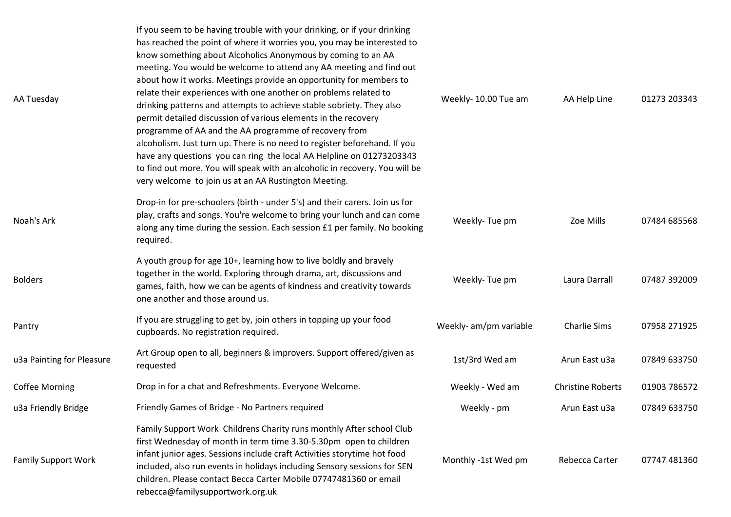| | | | | |
|---|---|---|---|---|
| AA Tuesday | If you seem to be having trouble with your drinking, or if your drinking has reached the point of where it worries you, you may be interested to know something about Alcoholics Anonymous by coming to an AA meeting. You would be welcome to attend any AA meeting and find out about how it works. Meetings provide an opportunity for members to relate their experiences with one another on problems related to drinking patterns and attempts to achieve stable sobriety. They also permit detailed discussion of various elements in the recovery programme of AA and the AA programme of recovery from alcoholism. Just turn up. There is no need to register beforehand. If you have any questions you can ring the local AA Helpline on 01273203343 to find out more. You will speak with an alcoholic in recovery. You will be very welcome to join us at an AA Rustington Meeting. | Weekly- 10.00 Tue am | AA Help Line | 01273 203343 |
| Noah's Ark | Drop-in for pre-schoolers (birth - under 5's) and their carers. Join us for play, crafts and songs. You're welcome to bring your lunch and can come along any time during the session. Each session £1 per family. No booking required. | Weekly- Tue pm | Zoe Mills | 07484 685568 |
| Bolders | A youth group for age 10+, learning how to live boldly and bravely together in the world. Exploring through drama, art, discussions and games, faith, how we can be agents of kindness and creativity towards one another and those around us. | Weekly- Tue pm | Laura Darrall | 07487 392009 |
| Pantry | If you are struggling to get by, join others in topping up your food cupboards. No registration required. | Weekly- am/pm variable | Charlie Sims | 07958 271925 |
| u3a Painting for Pleasure | Art Group open to all, beginners & improvers. Support offered/given as requested | 1st/3rd Wed am | Arun East u3a | 07849 633750 |
| Coffee Morning | Drop in for a chat and Refreshments. Everyone Welcome. | Weekly - Wed am | Christine Roberts | 01903 786572 |
| u3a Friendly Bridge | Friendly Games of Bridge - No Partners required | Weekly - pm | Arun East u3a | 07849 633750 |
| Family Support Work | Family Support Work Childrens Charity runs monthly After school Club first Wednesday of month in term time 3.30-5.30pm open to children infant junior ages. Sessions include craft Activities storytime hot food included, also run events in holidays including Sensory sessions for SEN children. Please contact Becca Carter Mobile 07747481360 or email rebecca@familysupportwork.org.uk | Monthly -1st Wed pm | Rebecca Carter | 07747 481360 |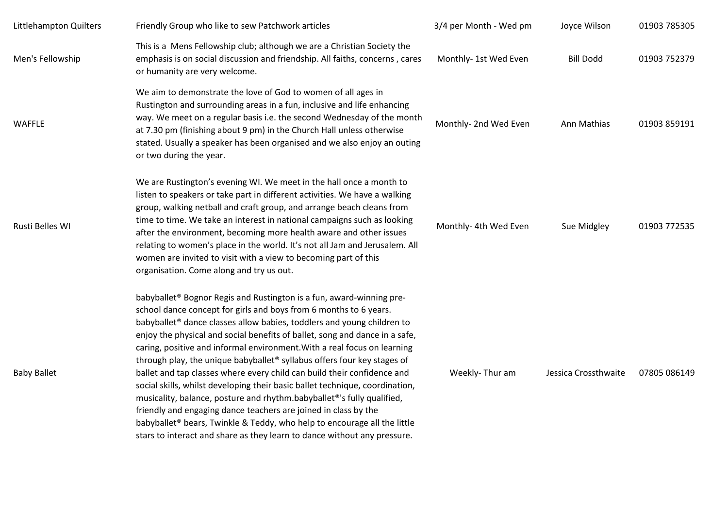| | | | | |
|---|---|---|---|---|
| Littlehampton Quilters | Friendly Group who like to sew Patchwork articles | 3/4 per Month - Wed pm | Joyce Wilson | 01903 785305 |
| Men's Fellowship | This is a Mens Fellowship club; although we are a Christian Society the emphasis is on social discussion and friendship. All faiths, concerns , cares or humanity are very welcome. | Monthly- 1st Wed Even | Bill Dodd | 01903 752379 |
| WAFFLE | We aim to demonstrate the love of God to women of all ages in Rustington and surrounding areas in a fun, inclusive and life enhancing way. We meet on a regular basis i.e. the second Wednesday of the month at 7.30 pm (finishing about 9 pm) in the Church Hall unless otherwise stated. Usually a speaker has been organised and we also enjoy an outing or two during the year. | Monthly- 2nd Wed Even | Ann Mathias | 01903 859191 |
| Rusti Belles WI | We are Rustington's evening WI. We meet in the hall once a month to listen to speakers or take part in different activities. We have a walking group, walking netball and craft group, and arrange beach cleans from time to time. We take an interest in national campaigns such as looking after the environment, becoming more health aware and other issues relating to women's place in the world. It's not all Jam and Jerusalem. All women are invited to visit with a view to becoming part of this organisation. Come along and try us out. | Monthly- 4th Wed Even | Sue Midgley | 01903 772535 |
| Baby Ballet | babyballet® Bognor Regis and Rustington is a fun, award-winning pre-school dance concept for girls and boys from 6 months to 6 years. babyballet® dance classes allow babies, toddlers and young children to enjoy the physical and social benefits of ballet, song and dance in a safe, caring, positive and informal environment.With a real focus on learning through play, the unique babyballet® syllabus offers four key stages of ballet and tap classes where every child can build their confidence and social skills, whilst developing their basic ballet technique, coordination, musicality, balance, posture and rhythm.babyballet®'s fully qualified, friendly and engaging dance teachers are joined in class by the babyballet® bears, Twinkle & Teddy, who help to encourage all the little stars to interact and share as they learn to dance without any pressure. | Weekly- Thur am | Jessica Crossthwaite | 07805 086149 |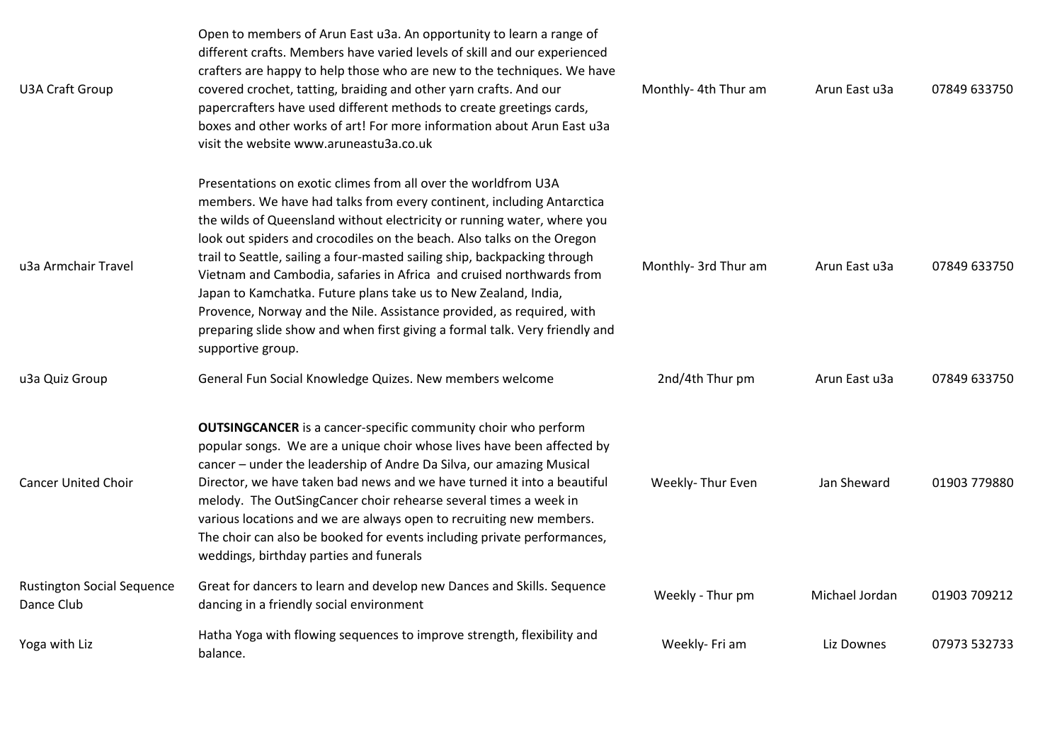| | | | | |
|---|---|---|---|---|
| U3A Craft Group | Open to members of Arun East u3a. An opportunity to learn a range of different crafts. Members have varied levels of skill and our experienced crafters are happy to help those who are new to the techniques. We have covered crochet, tatting, braiding and other yarn crafts. And our papercrafters have used different methods to create greetings cards, boxes and other works of art! For more information about Arun East u3a visit the website www.aruneastu3a.co.uk | Monthly- 4th Thur am | Arun East u3a | 07849 633750 |
| u3a Armchair Travel | Presentations on exotic climes from all over the worldfrom U3A members. We have had talks from every continent, including Antarctica the wilds of Queensland without electricity or running water, where you look out spiders and crocodiles on the beach. Also talks on the Oregon trail to Seattle, sailing a four-masted sailing ship, backpacking through Vietnam and Cambodia, safaries in Africa and cruised northwards from Japan to Kamchatka. Future plans take us to New Zealand, India, Provence, Norway and the Nile. Assistance provided, as required, with preparing slide show and when first giving a formal talk. Very friendly and supportive group. | Monthly- 3rd Thur am | Arun East u3a | 07849 633750 |
| u3a Quiz Group | General Fun Social Knowledge Quizes. New members welcome | 2nd/4th Thur pm | Arun East u3a | 07849 633750 |
| Cancer United Choir | **OUTSINGCANCER** is a cancer-specific community choir who perform popular songs. We are a unique choir whose lives have been affected by cancer – under the leadership of Andre Da Silva, our amazing Musical Director, we have taken bad news and we have turned it into a beautiful melody. The OutSingCancer choir rehearse several times a week in various locations and we are always open to recruiting new members. The choir can also be booked for events including private performances, weddings, birthday parties and funerals | Weekly- Thur Even | Jan Sheward | 01903 779880 |
| Rustington Social Sequence Dance Club | Great for dancers to learn and develop new Dances and Skills. Sequence dancing in a friendly social environment | Weekly - Thur pm | Michael Jordan | 01903 709212 |
| Yoga with Liz | Hatha Yoga with flowing sequences to improve strength, flexibility and balance. | Weekly- Fri am | Liz Downes | 07973 532733 |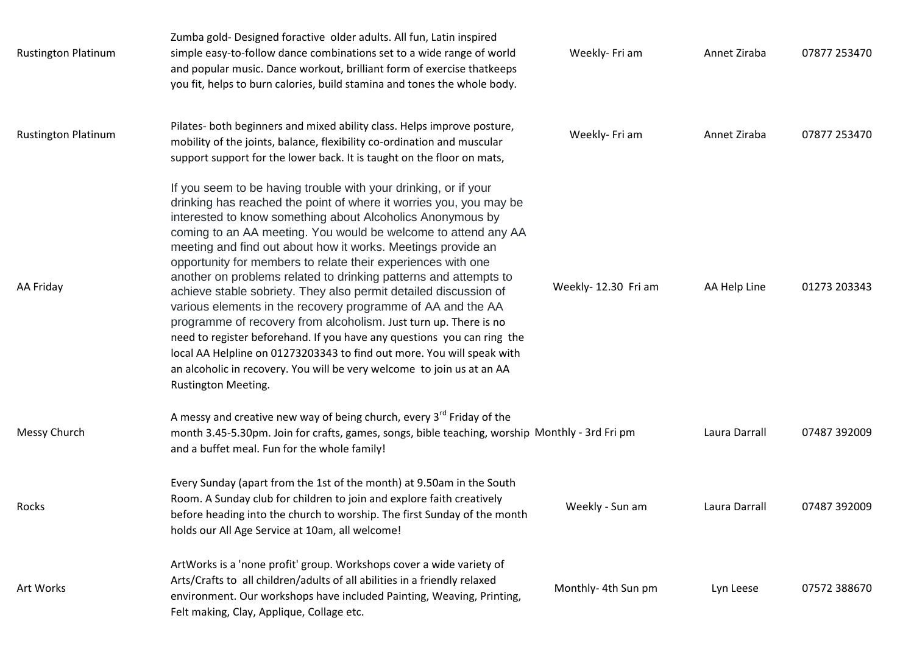| | | | | |
|---|---|---|---|---|
| Rustington Platinum | Zumba gold- Designed foractive older adults. All fun, Latin inspired simple easy-to-follow dance combinations set to a wide range of world and popular music. Dance workout, brilliant form of exercise thatkeeps you fit, helps to burn calories, build stamina and tones the whole body. | Weekly- Fri am | Annet Ziraba | 07877 253470 |
| Rustington Platinum | Pilates- both beginners and mixed ability class. Helps improve posture, mobility of the joints, balance, flexibility co-ordination and muscular support support for the lower back. It is taught on the floor on mats, | Weekly- Fri am | Annet Ziraba | 07877 253470 |
| AA Friday | If you seem to be having trouble with your drinking, or if your drinking has reached the point of where it worries you, you may be interested to know something about Alcoholics Anonymous by coming to an AA meeting. You would be welcome to attend any AA meeting and find out about how it works. Meetings provide an opportunity for members to relate their experiences with one another on problems related to drinking patterns and attempts to achieve stable sobriety. They also permit detailed discussion of various elements in the recovery programme of AA and the AA programme of recovery from alcoholism. Just turn up. There is no need to register beforehand. If you have any questions you can ring the local AA Helpline on 01273203343 to find out more. You will speak with an alcoholic in recovery. You will be very welcome to join us at an AA Rustington Meeting. | Weekly- 12.30 Fri am | AA Help Line | 01273 203343 |
| Messy Church | A messy and creative new way of being church, every 3rd Friday of the month 3.45-5.30pm. Join for crafts, games, songs, bible teaching, worship and a buffet meal. Fun for the whole family! | Monthly - 3rd Fri pm | Laura Darrall | 07487 392009 |
| Rocks | Every Sunday (apart from the 1st of the month) at 9.50am in the South Room. A Sunday club for children to join and explore faith creatively before heading into the church to worship. The first Sunday of the month holds our All Age Service at 10am, all welcome! | Weekly - Sun am | Laura Darrall | 07487 392009 |
| Art Works | ArtWorks is a 'none profit' group. Workshops cover a wide variety of Arts/Crafts to all children/adults of all abilities in a friendly relaxed environment. Our workshops have included Painting, Weaving, Printing, Felt making, Clay, Applique, Collage etc. | Monthly- 4th Sun pm | Lyn Leese | 07572 388670 |